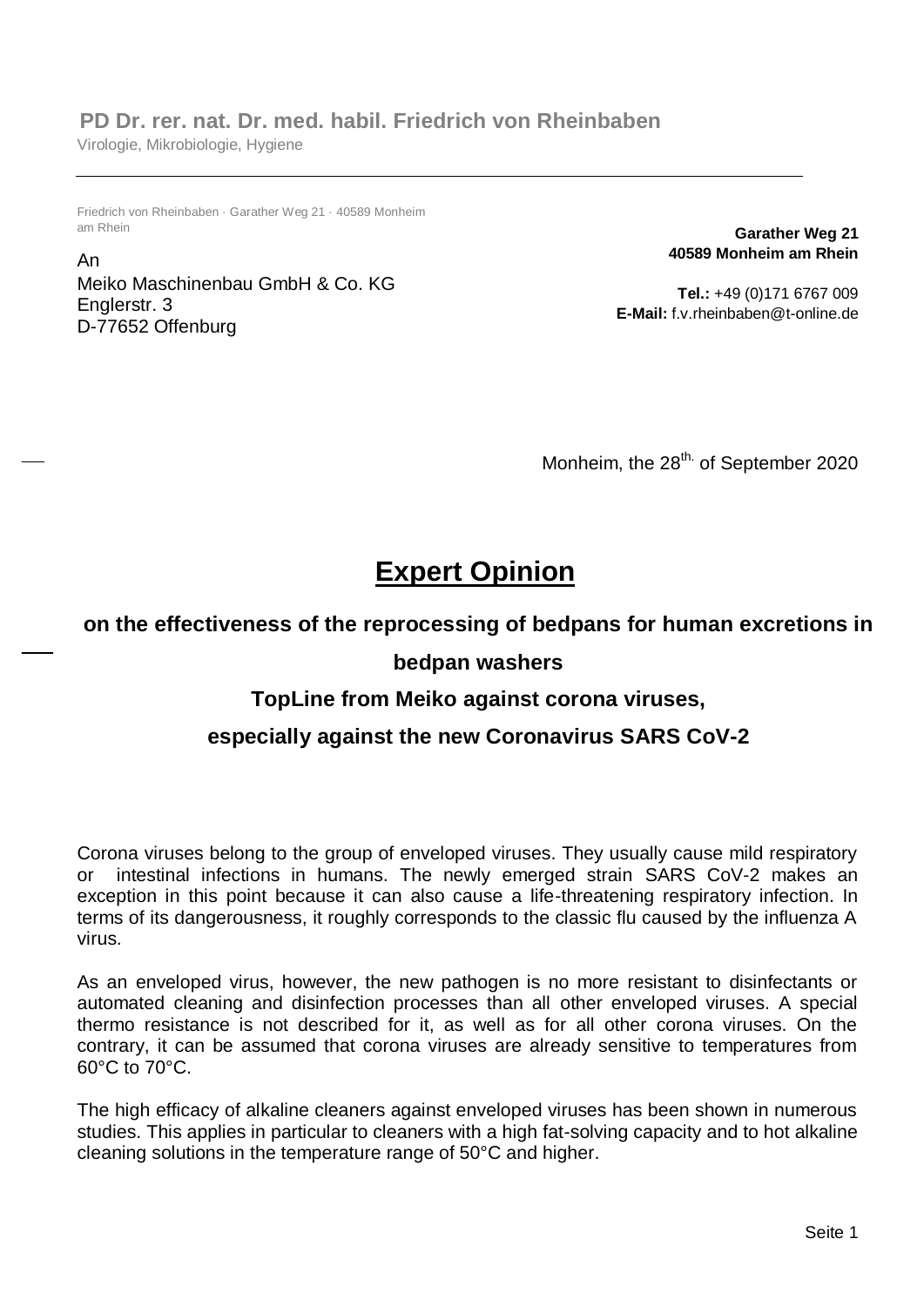**PD Dr. rer. nat. Dr. med. habil. Friedrich von Rheinbaben**
Virologie, Mikrobiologie, Hygiene

Friedrich von Rheinbaben · Garather Weg 21 · 40589 Monheim am Rhein

An
Meiko Maschinenbau GmbH & Co. KG
Englerstr. 3
D-77652 Offenburg

**Garather Weg 21**
**40589 Monheim am Rhein**

**Tel.:** +49 (0)171 6767 009
**E-Mail:** f.v.rheinbaben@t-online.de

Monheim, the 28th. of September 2020

# Expert Opinion

## on the effectiveness of the reprocessing of bedpans for human excretions in bedpan washers TopLine from Meiko against corona viruses, especially against the new Coronavirus SARS CoV-2

Corona viruses belong to the group of enveloped viruses. They usually cause mild respiratory or intestinal infections in humans. The newly emerged strain SARS CoV-2 makes an exception in this point because it can also cause a life-threatening respiratory infection. In terms of its dangerousness, it roughly corresponds to the classic flu caused by the influenza A virus.

As an enveloped virus, however, the new pathogen is no more resistant to disinfectants or automated cleaning and disinfection processes than all other enveloped viruses. A special thermo resistance is not described for it, as well as for all other corona viruses. On the contrary, it can be assumed that corona viruses are already sensitive to temperatures from 60°C to 70°C.

The high efficacy of alkaline cleaners against enveloped viruses has been shown in numerous studies. This applies in particular to cleaners with a high fat-solving capacity and to hot alkaline cleaning solutions in the temperature range of 50°C and higher.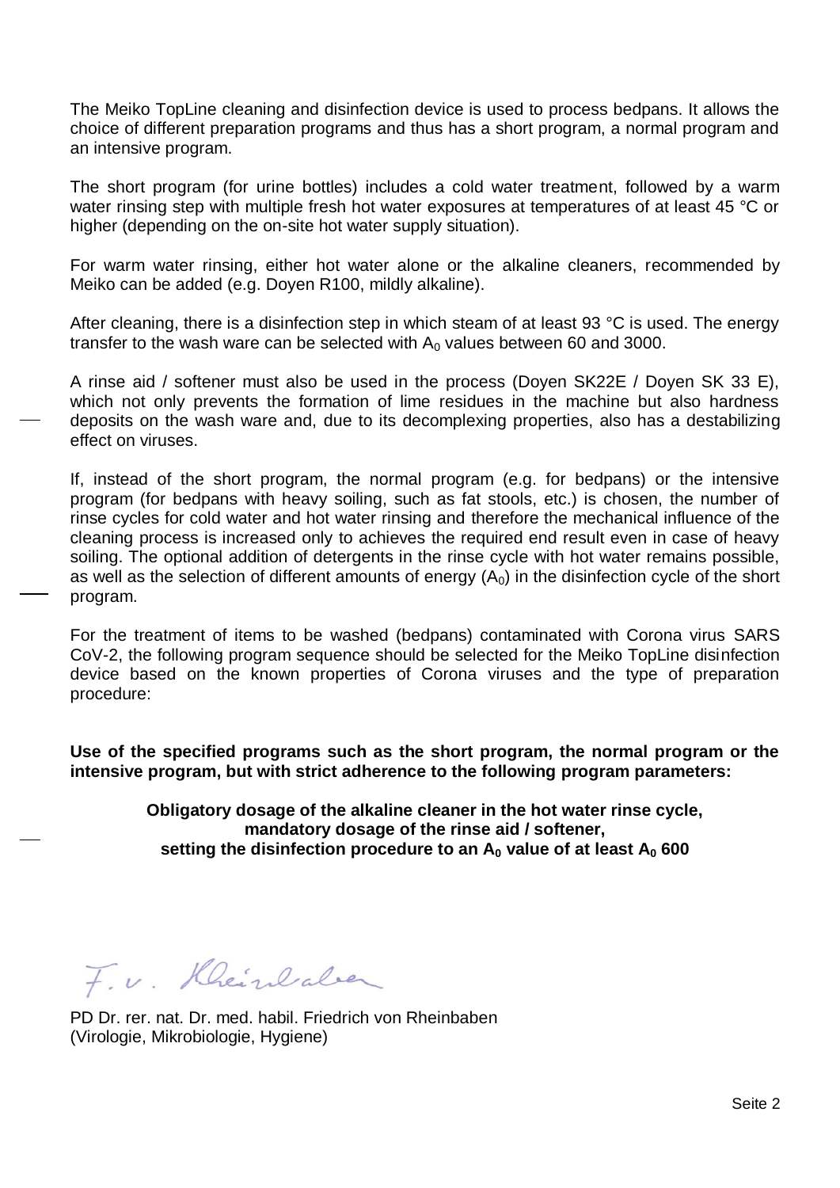The Meiko TopLine cleaning and disinfection device is used to process bedpans. It allows the choice of different preparation programs and thus has a short program, a normal program and an intensive program.

The short program (for urine bottles) includes a cold water treatment, followed by a warm water rinsing step with multiple fresh hot water exposures at temperatures of at least 45 °C or higher (depending on the on-site hot water supply situation).

For warm water rinsing, either hot water alone or the alkaline cleaners, recommended by Meiko can be added (e.g. Doyen R100, mildly alkaline).

After cleaning, there is a disinfection step in which steam of at least 93 °C is used. The energy transfer to the wash ware can be selected with $A_0$ values between 60 and 3000.

A rinse aid / softener must also be used in the process (Doyen SK22E / Doyen SK 33 E), which not only prevents the formation of lime residues in the machine but also hardness deposits on the wash ware and, due to its decomplexing properties, also has a destabilizing effect on viruses.

If, instead of the short program, the normal program (e.g. for bedpans) or the intensive program (for bedpans with heavy soiling, such as fat stools, etc.) is chosen, the number of rinse cycles for cold water and hot water rinsing and therefore the mechanical influence of the cleaning process is increased only to achieves the required end result even in case of heavy soiling. The optional addition of detergents in the rinse cycle with hot water remains possible, as well as the selection of different amounts of energy ($A_0$) in the disinfection cycle of the short program.

For the treatment of items to be washed (bedpans) contaminated with Corona virus SARS CoV-2, the following program sequence should be selected for the Meiko TopLine disinfection device based on the known properties of Corona viruses and the type of preparation procedure:

**Use of the specified programs such as the short program, the normal program or the intensive program, but with strict adherence to the following program parameters:**

**Obligatory dosage of the alkaline cleaner in the hot water rinse cycle,**
**mandatory dosage of the rinse aid / softener,**
**setting the disinfection procedure to an $A_0$ value of at least $A_0$ 600**

F. v. Rheinbaben

PD Dr. rer. nat. Dr. med. habil. Friedrich von Rheinbaben
(Virologie, Mikrobiologie, Hygiene)